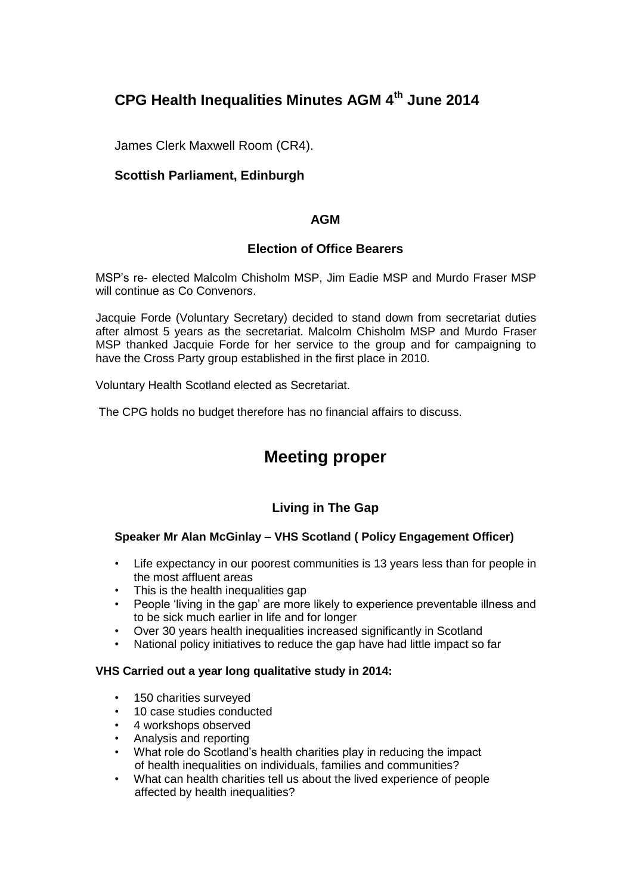# CPG Health Inequalities Minutes AGM 4th June 2014

James Clerk Maxwell Room (CR4).

**Scottish Parliament, Edinburgh**

## AGM

### Election of Office Bearers

MSP's re- elected Malcolm Chisholm MSP, Jim Eadie MSP and Murdo Fraser MSP will continue as Co Convenors.

Jacquie Forde (Voluntary Secretary) decided to stand down from secretariat duties after almost 5 years as the secretariat. Malcolm Chisholm MSP and Murdo Fraser MSP thanked Jacquie Forde for her service to the group and for campaigning to have the Cross Party group established in the first place in 2010.

Voluntary Health Scotland elected as Secretariat.

The CPG holds no budget therefore has no financial affairs to discuss.

# Meeting proper

## Living in The Gap

**Speaker Mr Alan McGinlay – VHS Scotland ( Policy Engagement Officer)**

- Life expectancy in our poorest communities is 13 years less than for people in the most affluent areas
- This is the health inequalities gap
- People 'living in the gap' are more likely to experience preventable illness and to be sick much earlier in life and for longer
- Over 30 years health inequalities increased significantly in Scotland
- National policy initiatives to reduce the gap have had little impact so far

**VHS Carried out a year long qualitative study in 2014:**

- 150 charities surveyed
- 10 case studies conducted
- 4 workshops observed
- Analysis and reporting
- What role do Scotland's health charities play in reducing the impact of health inequalities on individuals, families and communities?
- What can health charities tell us about the lived experience of people affected by health inequalities?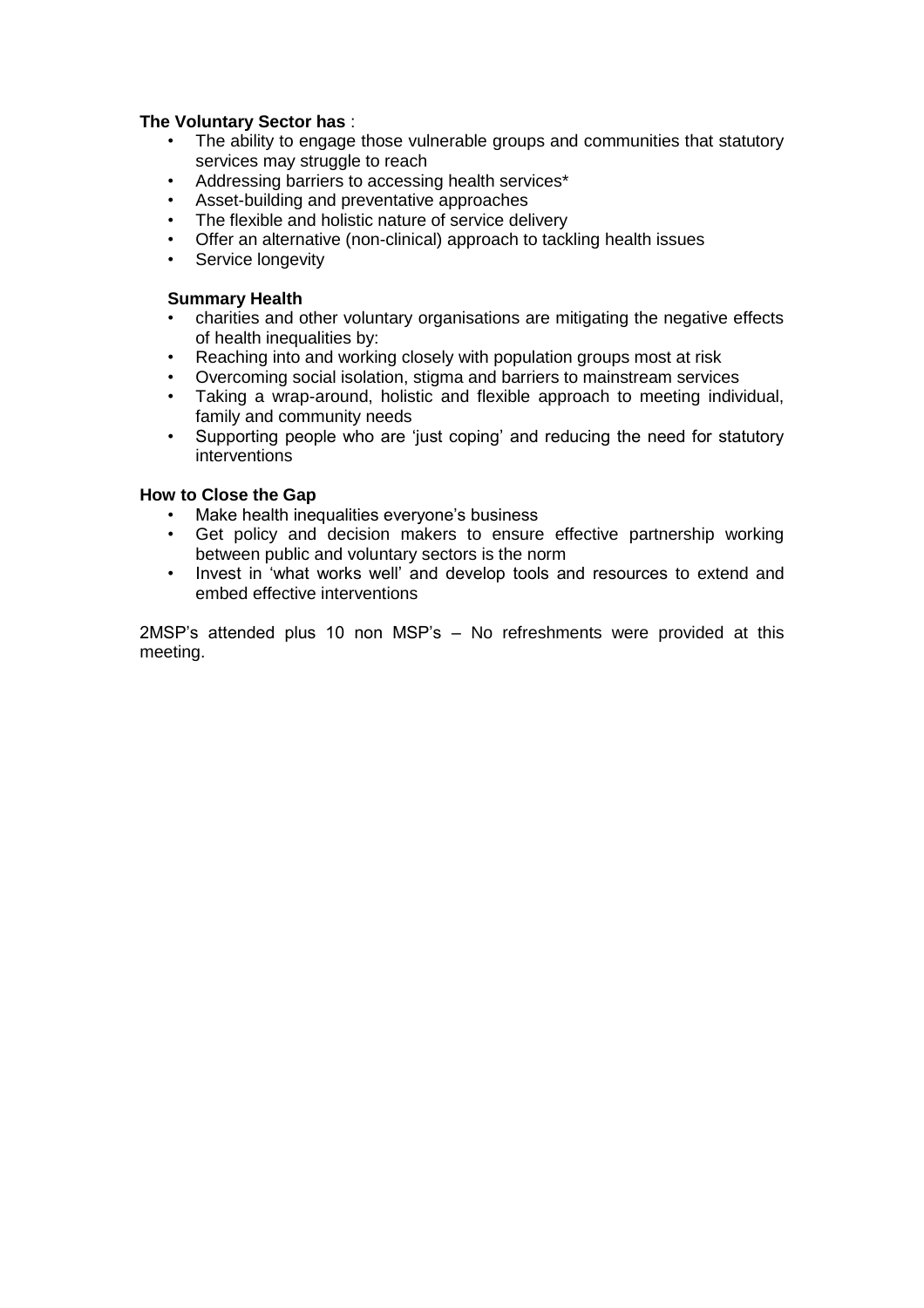**The Voluntary Sector has** :

- The ability to engage those vulnerable groups and communities that statutory services may struggle to reach
- Addressing barriers to accessing health services*
- Asset-building and preventative approaches
- The flexible and holistic nature of service delivery
- Offer an alternative (non-clinical) approach to tackling health issues
- Service longevity

**Summary Health**

- charities and other voluntary organisations are mitigating the negative effects of health inequalities by:
- Reaching into and working closely with population groups most at risk
- Overcoming social isolation, stigma and barriers to mainstream services
- Taking a wrap-around, holistic and flexible approach to meeting individual, family and community needs
- Supporting people who are 'just coping' and reducing the need for statutory interventions

**How to Close the Gap**

- Make health inequalities everyone's business
- Get policy and decision makers to ensure effective partnership working between public and voluntary sectors is the norm
- Invest in 'what works well' and develop tools and resources to extend and embed effective interventions

2MSP's attended plus 10 non MSP's – No refreshments were provided at this meeting.